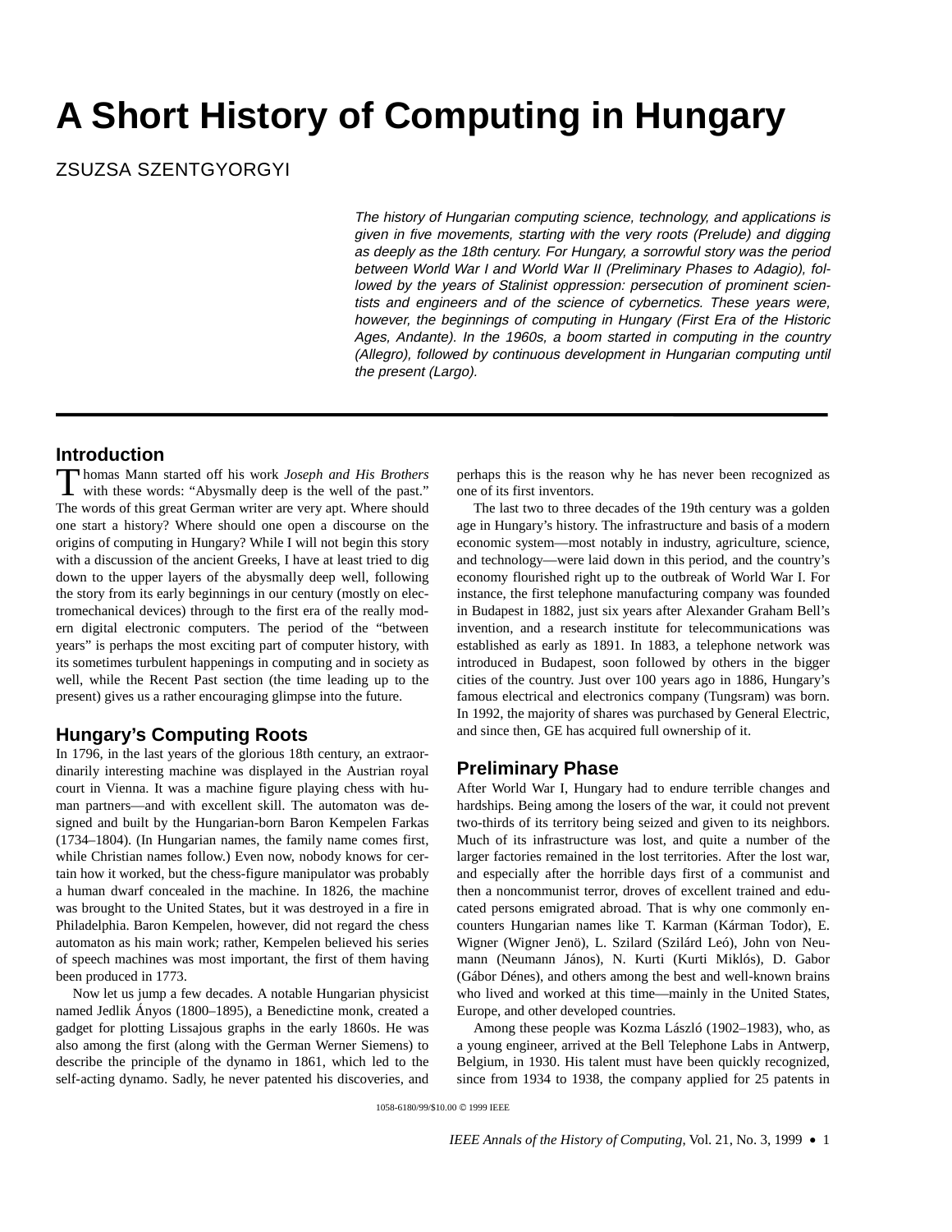# A Short History of Computing in Hungary

ZSUZSA SZENTGYORGYI

*The history of Hungarian computing science, technology, and applications is given in five movements, starting with the very roots (Prelude) and digging as deeply as the 18th century. For Hungary, a sorrowful story was the period between World War I and World War II (Preliminary Phases to Adagio), followed by the years of Stalinist oppression: persecution of prominent scientists and engineers and of the science of cybernetics. These years were, however, the beginnings of computing in Hungary (First Era of the Historic Ages, Andante). In the 1960s, a boom started in computing in the country (Allegro), followed by continuous development in Hungarian computing until the present (Largo).*

## Introduction

Thomas Mann started off his work *Joseph and His Brothers* with these words: "Abysmally deep is the well of the past." The words of this great German writer are very apt. Where should one start a history? Where should one open a discourse on the origins of computing in Hungary? While I will not begin this story with a discussion of the ancient Greeks, I have at least tried to dig down to the upper layers of the abysmally deep well, following the story from its early beginnings in our century (mostly on electromechanical devices) through to the first era of the really modern digital electronic computers. The period of the "between years" is perhaps the most exciting part of computer history, with its sometimes turbulent happenings in computing and in society as well, while the Recent Past section (the time leading up to the present) gives us a rather encouraging glimpse into the future.

## Hungary's Computing Roots

In 1796, in the last years of the glorious 18th century, an extraordinarily interesting machine was displayed in the Austrian royal court in Vienna. It was a machine figure playing chess with human partners—and with excellent skill. The automaton was designed and built by the Hungarian-born Baron Kempelen Farkas (1734–1804). (In Hungarian names, the family name comes first, while Christian names follow.) Even now, nobody knows for certain how it worked, but the chess-figure manipulator was probably a human dwarf concealed in the machine. In 1826, the machine was brought to the United States, but it was destroyed in a fire in Philadelphia. Baron Kempelen, however, did not regard the chess automaton as his main work; rather, Kempelen believed his series of speech machines was most important, the first of them having been produced in 1773.

Now let us jump a few decades. A notable Hungarian physicist named Jedlik Ányos (1800–1895), a Benedictine monk, created a gadget for plotting Lissajous graphs in the early 1860s. He was also among the first (along with the German Werner Siemens) to describe the principle of the dynamo in 1861, which led to the self-acting dynamo. Sadly, he never patented his discoveries, and perhaps this is the reason why he has never been recognized as one of its first inventors.

The last two to three decades of the 19th century was a golden age in Hungary's history. The infrastructure and basis of a modern economic system—most notably in industry, agriculture, science, and technology—were laid down in this period, and the country's economy flourished right up to the outbreak of World War I. For instance, the first telephone manufacturing company was founded in Budapest in 1882, just six years after Alexander Graham Bell's invention, and a research institute for telecommunications was established as early as 1891. In 1883, a telephone network was introduced in Budapest, soon followed by others in the bigger cities of the country. Just over 100 years ago in 1886, Hungary's famous electrical and electronics company (Tungsram) was born. In 1992, the majority of shares was purchased by General Electric, and since then, GE has acquired full ownership of it.

## Preliminary Phase

After World War I, Hungary had to endure terrible changes and hardships. Being among the losers of the war, it could not prevent two-thirds of its territory being seized and given to its neighbors. Much of its infrastructure was lost, and quite a number of the larger factories remained in the lost territories. After the lost war, and especially after the horrible days first of a communist and then a noncommunist terror, droves of excellent trained and educated persons emigrated abroad. That is why one commonly encounters Hungarian names like T. Karman (Kárman Todor), E. Wigner (Wigner Jenö), L. Szilard (Szilárd Leó), John von Neumann (Neumann János), N. Kurti (Kurti Miklós), D. Gabor (Gábor Dénes), and others among the best and well-known brains who lived and worked at this time—mainly in the United States, Europe, and other developed countries.

Among these people was Kozma László (1902–1983), who, as a young engineer, arrived at the Bell Telephone Labs in Antwerp, Belgium, in 1930. His talent must have been quickly recognized, since from 1934 to 1938, the company applied for 25 patents in

1058-6180/99/$10.00 © 1999 IEEE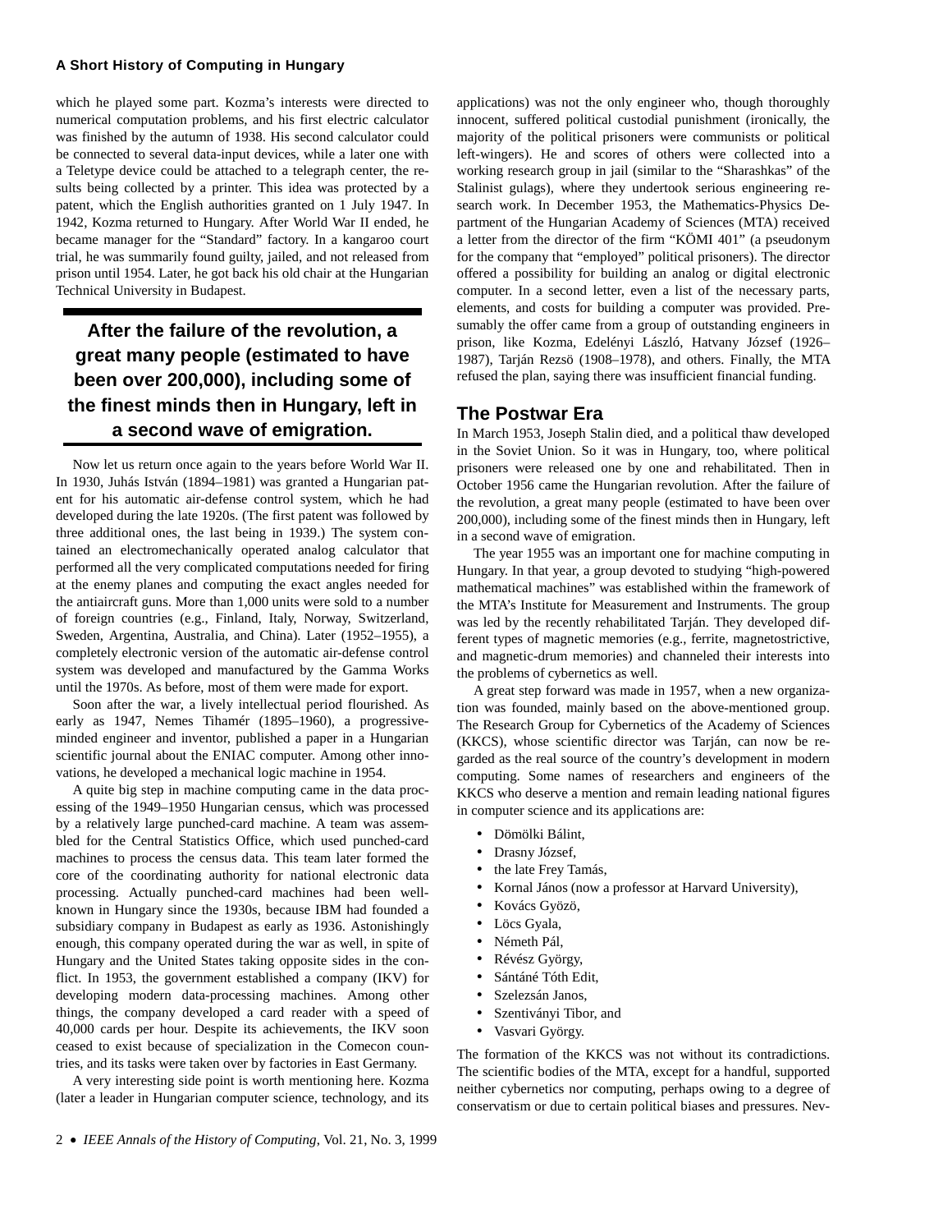which he played some part. Kozma's interests were directed to numerical computation problems, and his first electric calculator was finished by the autumn of 1938. His second calculator could be connected to several data-input devices, while a later one with a Teletype device could be attached to a telegraph center, the results being collected by a printer. This idea was protected by a patent, which the English authorities granted on 1 July 1947. In 1942, Kozma returned to Hungary. After World War II ended, he became manager for the "Standard" factory. In a kangaroo court trial, he was summarily found guilty, jailed, and not released from prison until 1954. Later, he got back his old chair at the Hungarian Technical University in Budapest.

**After the failure of the revolution, a great many people (estimated to have been over 200,000), including some of the finest minds then in Hungary, left in a second wave of emigration.**

Now let us return once again to the years before World War II. In 1930, Juhás István (1894–1981) was granted a Hungarian patent for his automatic air-defense control system, which he had developed during the late 1920s. (The first patent was followed by three additional ones, the last being in 1939.) The system contained an electromechanically operated analog calculator that performed all the very complicated computations needed for firing at the enemy planes and computing the exact angles needed for the antiaircraft guns. More than 1,000 units were sold to a number of foreign countries (e.g., Finland, Italy, Norway, Switzerland, Sweden, Argentina, Australia, and China). Later (1952–1955), a completely electronic version of the automatic air-defense control system was developed and manufactured by the Gamma Works until the 1970s. As before, most of them were made for export.

Soon after the war, a lively intellectual period flourished. As early as 1947, Nemes Tihamér (1895–1960), a progressive-minded engineer and inventor, published a paper in a Hungarian scientific journal about the ENIAC computer. Among other innovations, he developed a mechanical logic machine in 1954.

A quite big step in machine computing came in the data processing of the 1949–1950 Hungarian census, which was processed by a relatively large punched-card machine. A team was assembled for the Central Statistics Office, which used punched-card machines to process the census data. This team later formed the core of the coordinating authority for national electronic data processing. Actually punched-card machines had been well-known in Hungary since the 1930s, because IBM had founded a subsidiary company in Budapest as early as 1936. Astonishingly enough, this company operated during the war as well, in spite of Hungary and the United States taking opposite sides in the conflict. In 1953, the government established a company (IKV) for developing modern data-processing machines. Among other things, the company developed a card reader with a speed of 40,000 cards per hour. Despite its achievements, the IKV soon ceased to exist because of specialization in the Comecon countries, and its tasks were taken over by factories in East Germany.

A very interesting side point is worth mentioning here. Kozma (later a leader in Hungarian computer science, technology, and its applications) was not the only engineer who, though thoroughly innocent, suffered political custodial punishment (ironically, the majority of the political prisoners were communists or political left-wingers). He and scores of others were collected into a working research group in jail (similar to the "Sharashkas" of the Stalinist gulags), where they undertook serious engineering research work. In December 1953, the Mathematics-Physics Department of the Hungarian Academy of Sciences (MTA) received a letter from the director of the firm "KÖMI 401" (a pseudonym for the company that "employed" political prisoners). The director offered a possibility for building an analog or digital electronic computer. In a second letter, even a list of the necessary parts, elements, and costs for building a computer was provided. Presumably the offer came from a group of outstanding engineers in prison, like Kozma, Edelényi László, Hatvany József (1926–1987), Tarján Rezsö (1908–1978), and others. Finally, the MTA refused the plan, saying there was insufficient financial funding.

## The Postwar Era

In March 1953, Joseph Stalin died, and a political thaw developed in the Soviet Union. So it was in Hungary, too, where political prisoners were released one by one and rehabilitated. Then in October 1956 came the Hungarian revolution. After the failure of the revolution, a great many people (estimated to have been over 200,000), including some of the finest minds then in Hungary, left in a second wave of emigration.

The year 1955 was an important one for machine computing in Hungary. In that year, a group devoted to studying "high-powered mathematical machines" was established within the framework of the MTA's Institute for Measurement and Instruments. The group was led by the recently rehabilitated Tarján. They developed different types of magnetic memories (e.g., ferrite, magnetostrictive, and magnetic-drum memories) and channeled their interests into the problems of cybernetics as well.

A great step forward was made in 1957, when a new organization was founded, mainly based on the above-mentioned group. The Research Group for Cybernetics of the Academy of Sciences (KKCS), whose scientific director was Tarján, can now be regarded as the real source of the country's development in modern computing. Some names of researchers and engineers of the KKCS who deserve a mention and remain leading national figures in computer science and its applications are:

- Dömölki Bálint,
- Drasny József,
- the late Frey Tamás,
- Kornal János (now a professor at Harvard University),
- Kovács Györö,
- Löcs Gyala,
- Németh Pál,
- Révész György,
- Sántáné Tóth Edit,
- Szelezsán Janos,
- Szentiványi Tibor, and
- Vasvari György.

The formation of the KKCS was not without its contradictions. The scientific bodies of the MTA, except for a handful, supported neither cybernetics nor computing, perhaps owing to a degree of conservatism or due to certain political biases and pressures. Nev-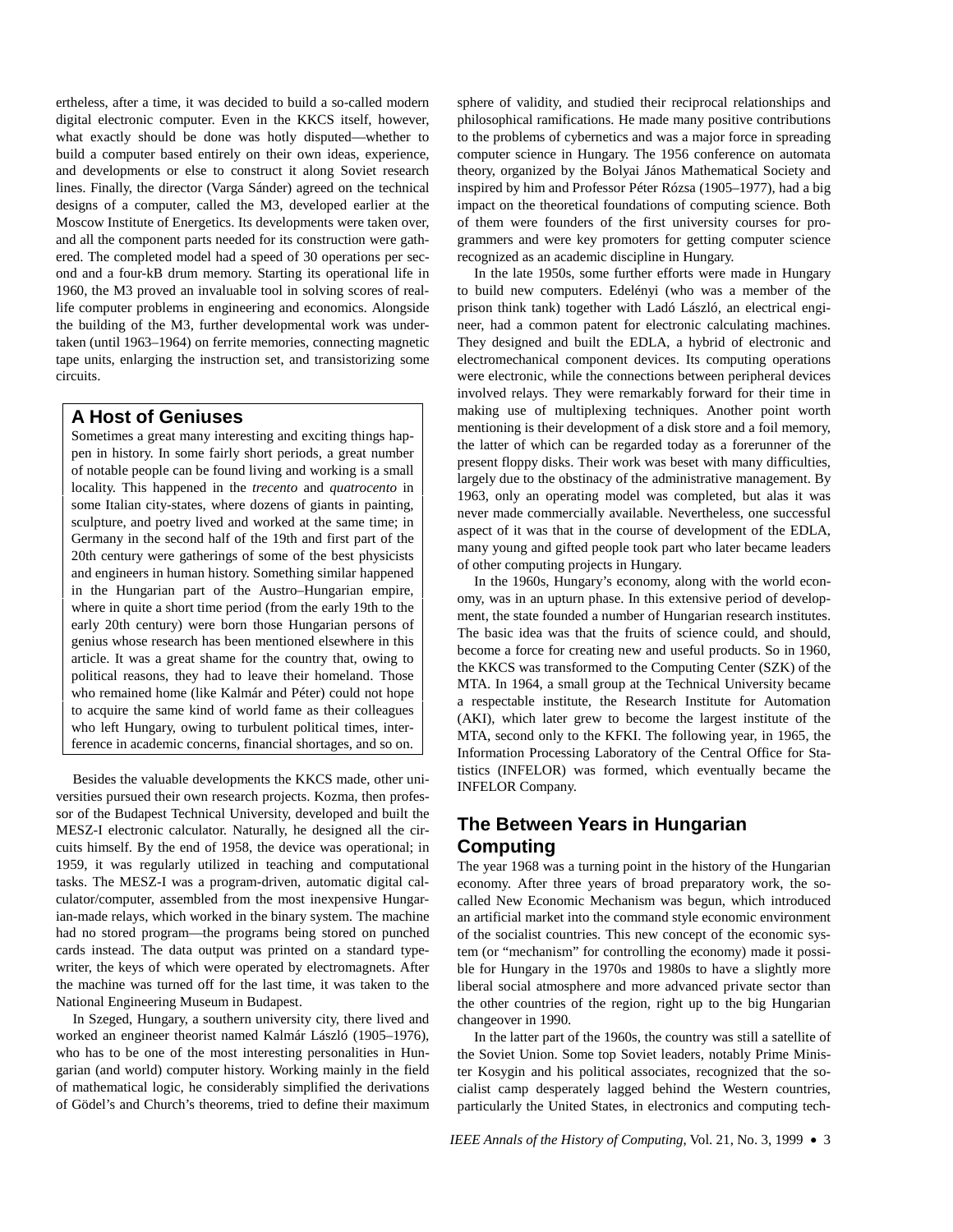ertheless, after a time, it was decided to build a so-called modern digital electronic computer. Even in the KKCS itself, however, what exactly should be done was hotly disputed—whether to build a computer based entirely on their own ideas, experience, and developments or else to construct it along Soviet research lines. Finally, the director (Varga Sánder) agreed on the technical designs of a computer, called the M3, developed earlier at the Moscow Institute of Energetics. Its developments were taken over, and all the component parts needed for its construction were gathered. The completed model had a speed of 30 operations per second and a four-kB drum memory. Starting its operational life in 1960, the M3 proved an invaluable tool in solving scores of real-life computer problems in engineering and economics. Alongside the building of the M3, further developmental work was undertaken (until 1963–1964) on ferrite memories, connecting magnetic tape units, enlarging the instruction set, and transistorizing some circuits.

## A Host of Geniuses

Sometimes a great many interesting and exciting things happen in history. In some fairly short periods, a great number of notable people can be found living and working is a small locality. This happened in the *trecento* and *quatrocento* in some Italian city-states, where dozens of giants in painting, sculpture, and poetry lived and worked at the same time; in Germany in the second half of the 19th and first part of the 20th century were gatherings of some of the best physicists and engineers in human history. Something similar happened in the Hungarian part of the Austro–Hungarian empire, where in quite a short time period (from the early 19th to the early 20th century) were born those Hungarian persons of genius whose research has been mentioned elsewhere in this article. It was a great shame for the country that, owing to political reasons, they had to leave their homeland. Those who remained home (like Kalmár and Péter) could not hope to acquire the same kind of world fame as their colleagues who left Hungary, owing to turbulent political times, interference in academic concerns, financial shortages, and so on.

Besides the valuable developments the KKCS made, other universities pursued their own research projects. Kozma, then professor of the Budapest Technical University, developed and built the MESZ-I electronic calculator. Naturally, he designed all the circuits himself. By the end of 1958, the device was operational; in 1959, it was regularly utilized in teaching and computational tasks. The MESZ-I was a program-driven, automatic digital calculator/computer, assembled from the most inexpensive Hungarian-made relays, which worked in the binary system. The machine had no stored program—the programs being stored on punched cards instead. The data output was printed on a standard typewriter, the keys of which were operated by electromagnets. After the machine was turned off for the last time, it was taken to the National Engineering Museum in Budapest.

In Szeged, Hungary, a southern university city, there lived and worked an engineer theorist named Kalmár László (1905–1976), who has to be one of the most interesting personalities in Hungarian (and world) computer history. Working mainly in the field of mathematical logic, he considerably simplified the derivations of Gödel's and Church's theorems, tried to define their maximum sphere of validity, and studied their reciprocal relationships and philosophical ramifications. He made many positive contributions to the problems of cybernetics and was a major force in spreading computer science in Hungary. The 1956 conference on automata theory, organized by the Bolyai János Mathematical Society and inspired by him and Professor Péter Rózsa (1905–1977), had a big impact on the theoretical foundations of computing science. Both of them were founders of the first university courses for programmers and were key promoters for getting computer science recognized as an academic discipline in Hungary.

In the late 1950s, some further efforts were made in Hungary to build new computers. Edelényi (who was a member of the prison think tank) together with Ladó László, an electrical engineer, had a common patent for electronic calculating machines. They designed and built the EDLA, a hybrid of electronic and electromechanical component devices. Its computing operations were electronic, while the connections between peripheral devices involved relays. They were remarkably forward for their time in making use of multiplexing techniques. Another point worth mentioning is their development of a disk store and a foil memory, the latter of which can be regarded today as a forerunner of the present floppy disks. Their work was beset with many difficulties, largely due to the obstinacy of the administrative management. By 1963, only an operating model was completed, but alas it was never made commercially available. Nevertheless, one successful aspect of it was that in the course of development of the EDLA, many young and gifted people took part who later became leaders of other computing projects in Hungary.

In the 1960s, Hungary's economy, along with the world economy, was in an upturn phase. In this extensive period of development, the state founded a number of Hungarian research institutes. The basic idea was that the fruits of science could, and should, become a force for creating new and useful products. So in 1960, the KKCS was transformed to the Computing Center (SZK) of the MTA. In 1964, a small group at the Technical University became a respectable institute, the Research Institute for Automation (AKI), which later grew to become the largest institute of the MTA, second only to the KFKI. The following year, in 1965, the Information Processing Laboratory of the Central Office for Statistics (INFELOR) was formed, which eventually became the INFELOR Company.

## The Between Years in Hungarian Computing

The year 1968 was a turning point in the history of the Hungarian economy. After three years of broad preparatory work, the so-called New Economic Mechanism was begun, which introduced an artificial market into the command style economic environment of the socialist countries. This new concept of the economic system (or "mechanism" for controlling the economy) made it possible for Hungary in the 1970s and 1980s to have a slightly more liberal social atmosphere and more advanced private sector than the other countries of the region, right up to the big Hungarian changeover in 1990.

In the latter part of the 1960s, the country was still a satellite of the Soviet Union. Some top Soviet leaders, notably Prime Minister Kosygin and his political associates, recognized that the socialist camp desperately lagged behind the Western countries, particularly the United States, in electronics and computing tech-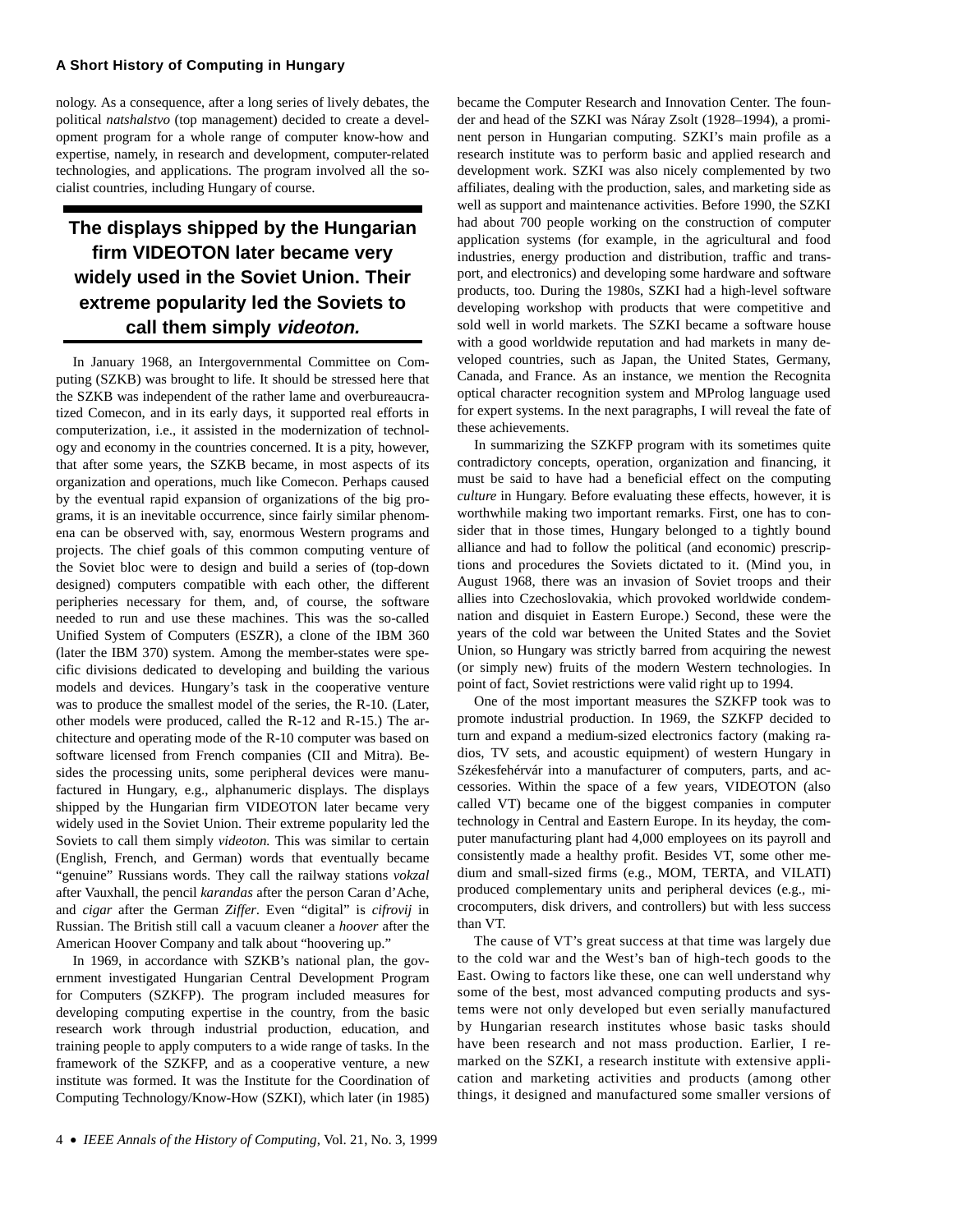nology. As a consequence, after a long series of lively debates, the political *natshalstvo* (top management) decided to create a development program for a whole range of computer know-how and expertise, namely, in research and development, computer-related technologies, and applications. The program involved all the socialist countries, including Hungary of course.

**The displays shipped by the Hungarian firm VIDEOTON later became very widely used in the Soviet Union. Their extreme popularity led the Soviets to call them simply *videoton.***

In January 1968, an Intergovernmental Committee on Computing (SZKB) was brought to life. It should be stressed here that the SZKB was independent of the rather lame and overbureaucratized Comecon, and in its early days, it supported real efforts in computerization, i.e., it assisted in the modernization of technology and economy in the countries concerned. It is a pity, however, that after some years, the SZKB became, in most aspects of its organization and operations, much like Comecon. Perhaps caused by the eventual rapid expansion of organizations of the big programs, it is an inevitable occurrence, since fairly similar phenomena can be observed with, say, enormous Western programs and projects. The chief goals of this common computing venture of the Soviet bloc were to design and build a series of (top-down designed) computers compatible with each other, the different peripheries necessary for them, and, of course, the software needed to run and use these machines. This was the so-called Unified System of Computers (ESZR), a clone of the IBM 360 (later the IBM 370) system. Among the member-states were specific divisions dedicated to developing and building the various models and devices. Hungary's task in the cooperative venture was to produce the smallest model of the series, the R-10. (Later, other models were produced, called the R-12 and R-15.) The architecture and operating mode of the R-10 computer was based on software licensed from French companies (CII and Mitra). Besides the processing units, some peripheral devices were manufactured in Hungary, e.g., alphanumeric displays. The displays shipped by the Hungarian firm VIDEOTON later became very widely used in the Soviet Union. Their extreme popularity led the Soviets to call them simply *videoton.* This was similar to certain (English, French, and German) words that eventually became "genuine" Russians words. They call the railway stations *vokzal* after Vauxhall, the pencil *karandas* after the person Caran d'Ache, and *cigar* after the German *Ziffer*. Even "digital" is *cifrovij* in Russian. The British still call a vacuum cleaner a *hoover* after the American Hoover Company and talk about "hoovering up."

In 1969, in accordance with SZKB's national plan, the government investigated Hungarian Central Development Program for Computers (SZKFP). The program included measures for developing computing expertise in the country, from the basic research work through industrial production, education, and training people to apply computers to a wide range of tasks. In the framework of the SZKFP, and as a cooperative venture, a new institute was formed. It was the Institute for the Coordination of Computing Technology/Know-How (SZKI), which later (in 1985) became the Computer Research and Innovation Center. The founder and head of the SZKI was Náray Zsolt (1928–1994), a prominent person in Hungarian computing. SZKI's main profile as a research institute was to perform basic and applied research and development work. SZKI was also nicely complemented by two affiliates, dealing with the production, sales, and marketing side as well as support and maintenance activities. Before 1990, the SZKI had about 700 people working on the construction of computer application systems (for example, in the agricultural and food industries, energy production and distribution, traffic and transport, and electronics) and developing some hardware and software products, too. During the 1980s, SZKI had a high-level software developing workshop with products that were competitive and sold well in world markets. The SZKI became a software house with a good worldwide reputation and had markets in many developed countries, such as Japan, the United States, Germany, Canada, and France. As an instance, we mention the Recognita optical character recognition system and MProlog language used for expert systems. In the next paragraphs, I will reveal the fate of these achievements.

In summarizing the SZKFP program with its sometimes quite contradictory concepts, operation, organization and financing, it must be said to have had a beneficial effect on the computing *culture* in Hungary. Before evaluating these effects, however, it is worthwhile making two important remarks. First, one has to consider that in those times, Hungary belonged to a tightly bound alliance and had to follow the political (and economic) prescriptions and procedures the Soviets dictated to it. (Mind you, in August 1968, there was an invasion of Soviet troops and their allies into Czechoslovakia, which provoked worldwide condemnation and disquiet in Eastern Europe.) Second, these were the years of the cold war between the United States and the Soviet Union, so Hungary was strictly barred from acquiring the newest (or simply new) fruits of the modern Western technologies. In point of fact, Soviet restrictions were valid right up to 1994.

One of the most important measures the SZKFP took was to promote industrial production. In 1969, the SZKFP decided to turn and expand a medium-sized electronics factory (making radios, TV sets, and acoustic equipment) of western Hungary in Székesfehérvár into a manufacturer of computers, parts, and accessories. Within the space of a few years, VIDEOTON (also called VT) became one of the biggest companies in computer technology in Central and Eastern Europe. In its heyday, the computer manufacturing plant had 4,000 employees on its payroll and consistently made a healthy profit. Besides VT, some other medium and small-sized firms (e.g., MOM, TERTA, and VILATI) produced complementary units and peripheral devices (e.g., microcomputers, disk drivers, and controllers) but with less success than VT.

The cause of VT's great success at that time was largely due to the cold war and the West's ban of high-tech goods to the East. Owing to factors like these, one can well understand why some of the best, most advanced computing products and systems were not only developed but even serially manufactured by Hungarian research institutes whose basic tasks should have been research and not mass production. Earlier, I remarked on the SZKI, a research institute with extensive application and marketing activities and products (among other things, it designed and manufactured some smaller versions of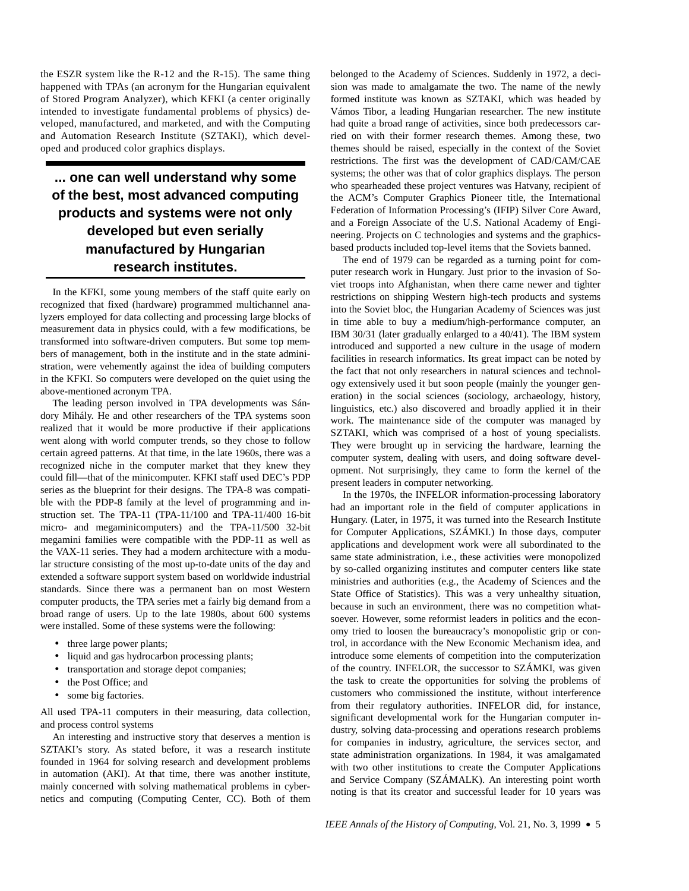the ESZR system like the R-12 and the R-15). The same thing happened with TPAs (an acronym for the Hungarian equivalent of Stored Program Analyzer), which KFKI (a center originally intended to investigate fundamental problems of physics) developed, manufactured, and marketed, and with the Computing and Automation Research Institute (SZTAKI), which developed and produced color graphics displays.

**... one can well understand why some of the best, most advanced computing products and systems were not only developed but even serially manufactured by Hungarian research institutes.**

In the KFKI, some young members of the staff quite early on recognized that fixed (hardware) programmed multichannel analyzers employed for data collecting and processing large blocks of measurement data in physics could, with a few modifications, be transformed into software-driven computers. But some top members of management, both in the institute and in the state administration, were vehemently against the idea of building computers in the KFKI. So computers were developed on the quiet using the above-mentioned acronym TPA.

The leading person involved in TPA developments was Sándory Mihály. He and other researchers of the TPA systems soon realized that it would be more productive if their applications went along with world computer trends, so they chose to follow certain agreed patterns. At that time, in the late 1960s, there was a recognized niche in the computer market that they knew they could fill—that of the minicomputer. KFKI staff used DEC's PDP series as the blueprint for their designs. The TPA-8 was compatible with the PDP-8 family at the level of programming and instruction set. The TPA-11 (TPA-11/100 and TPA-11/400 16-bit micro- and megaminicomputers) and the TPA-11/500 32-bit megamini families were compatible with the PDP-11 as well as the VAX-11 series. They had a modern architecture with a modular structure consisting of the most up-to-date units of the day and extended a software support system based on worldwide industrial standards. Since there was a permanent ban on most Western computer products, the TPA series met a fairly big demand from a broad range of users. Up to the late 1980s, about 600 systems were installed. Some of these systems were the following:

- three large power plants;
- liquid and gas hydrocarbon processing plants;
- transportation and storage depot companies;
- the Post Office; and
- some big factories.

All used TPA-11 computers in their measuring, data collection, and process control systems

An interesting and instructive story that deserves a mention is SZTAKI's story. As stated before, it was a research institute founded in 1964 for solving research and development problems in automation (AKI). At that time, there was another institute, mainly concerned with solving mathematical problems in cybernetics and computing (Computing Center, CC). Both of them belonged to the Academy of Sciences. Suddenly in 1972, a decision was made to amalgamate the two. The name of the newly formed institute was known as SZTAKI, which was headed by Vámos Tibor, a leading Hungarian researcher. The new institute had quite a broad range of activities, since both predecessors carried on with their former research themes. Among these, two themes should be raised, especially in the context of the Soviet restrictions. The first was the development of CAD/CAM/CAE systems; the other was that of color graphics displays. The person who spearheaded these project ventures was Hatvany, recipient of the ACM's Computer Graphics Pioneer title, the International Federation of Information Processing's (IFIP) Silver Core Award, and a Foreign Associate of the U.S. National Academy of Engineering. Projects on C technologies and systems and the graphics-based products included top-level items that the Soviets banned.

The end of 1979 can be regarded as a turning point for computer research work in Hungary. Just prior to the invasion of Soviet troops into Afghanistan, when there came newer and tighter restrictions on shipping Western high-tech products and systems into the Soviet bloc, the Hungarian Academy of Sciences was just in time able to buy a medium/high-performance computer, an IBM 30/31 (later gradually enlarged to a 40/41). The IBM system introduced and supported a new culture in the usage of modern facilities in research informatics. Its great impact can be noted by the fact that not only researchers in natural sciences and technology extensively used it but soon people (mainly the younger generation) in the social sciences (sociology, archaeology, history, linguistics, etc.) also discovered and broadly applied it in their work. The maintenance side of the computer was managed by SZTAKI, which was comprised of a host of young specialists. They were brought up in servicing the hardware, learning the computer system, dealing with users, and doing software development. Not surprisingly, they came to form the kernel of the present leaders in computer networking.

In the 1970s, the INFELOR information-processing laboratory had an important role in the field of computer applications in Hungary. (Later, in 1975, it was turned into the Research Institute for Computer Applications, SZÁMKI.) In those days, computer applications and development work were all subordinated to the same state administration, i.e., these activities were monopolized by so-called organizing institutes and computer centers like state ministries and authorities (e.g., the Academy of Sciences and the State Office of Statistics). This was a very unhealthy situation, because in such an environment, there was no competition whatsoever. However, some reformist leaders in politics and the economy tried to loosen the bureaucracy's monopolistic grip or control, in accordance with the New Economic Mechanism idea, and introduce some elements of competition into the computerization of the country. INFELOR, the successor to SZÁMKI, was given the task to create the opportunities for solving the problems of customers who commissioned the institute, without interference from their regulatory authorities. INFELOR did, for instance, significant developmental work for the Hungarian computer industry, solving data-processing and operations research problems for companies in industry, agriculture, the services sector, and state administration organizations. In 1984, it was amalgamated with two other institutions to create the Computer Applications and Service Company (SZÁMALK). An interesting point worth noting is that its creator and successful leader for 10 years was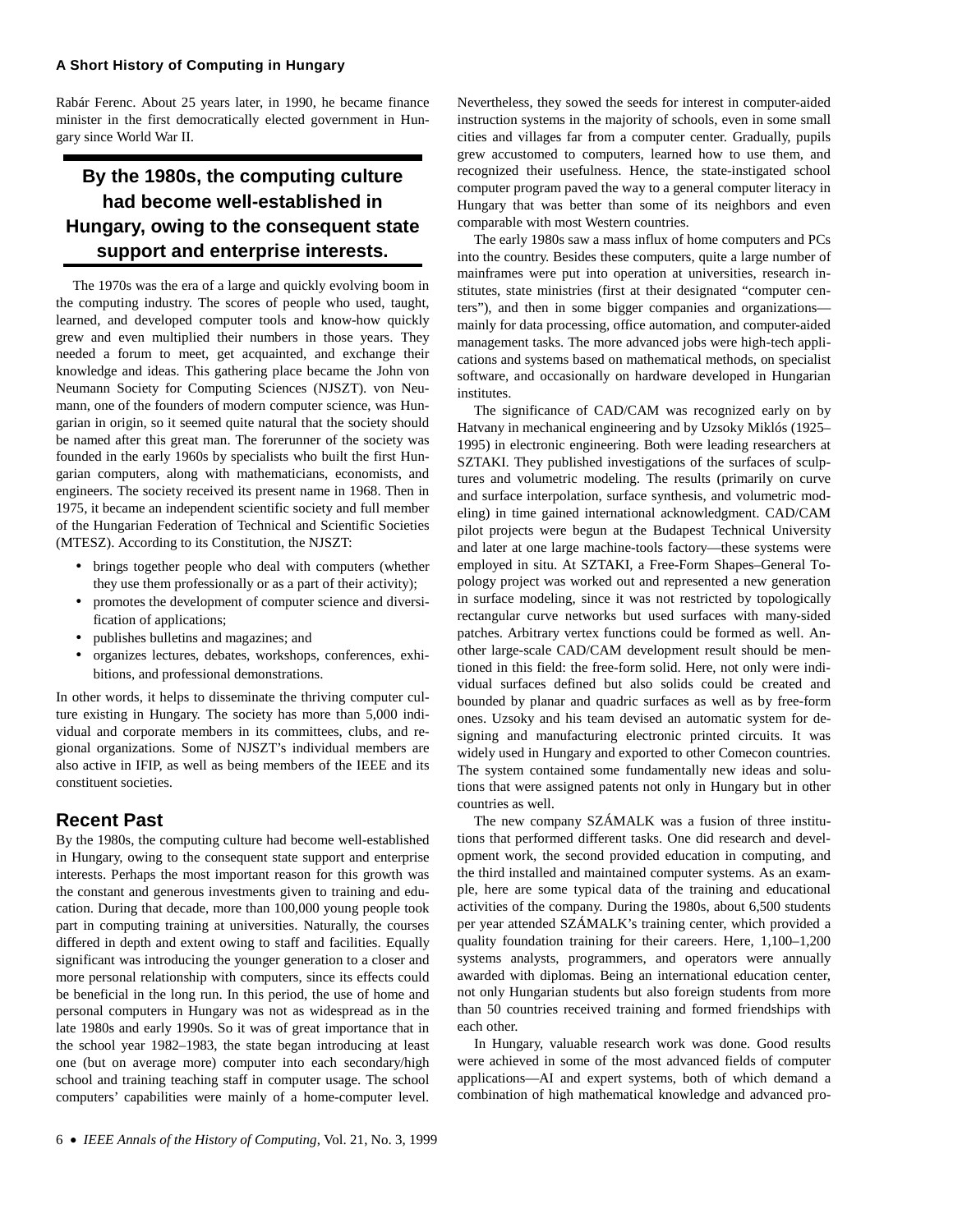Rabár Ferenc. About 25 years later, in 1990, he became finance minister in the first democratically elected government in Hungary since World War II.

**By the 1980s, the computing culture had become well-established in Hungary, owing to the consequent state support and enterprise interests.**

The 1970s was the era of a large and quickly evolving boom in the computing industry. The scores of people who used, taught, learned, and developed computer tools and know-how quickly grew and even multiplied their numbers in those years. They needed a forum to meet, get acquainted, and exchange their knowledge and ideas. This gathering place became the John von Neumann Society for Computing Sciences (NJSZT). von Neumann, one of the founders of modern computer science, was Hungarian in origin, so it seemed quite natural that the society should be named after this great man. The forerunner of the society was founded in the early 1960s by specialists who built the first Hungarian computers, along with mathematicians, economists, and engineers. The society received its present name in 1968. Then in 1975, it became an independent scientific society and full member of the Hungarian Federation of Technical and Scientific Societies (MTESZ). According to its Constitution, the NJSZT:

- brings together people who deal with computers (whether they use them professionally or as a part of their activity);
- promotes the development of computer science and diversification of applications;
- publishes bulletins and magazines; and
- organizes lectures, debates, workshops, conferences, exhibitions, and professional demonstrations.

In other words, it helps to disseminate the thriving computer culture existing in Hungary. The society has more than 5,000 individual and corporate members in its committees, clubs, and regional organizations. Some of NJSZT's individual members are also active in IFIP, as well as being members of the IEEE and its constituent societies.

## Recent Past

By the 1980s, the computing culture had become well-established in Hungary, owing to the consequent state support and enterprise interests. Perhaps the most important reason for this growth was the constant and generous investments given to training and education. During that decade, more than 100,000 young people took part in computing training at universities. Naturally, the courses differed in depth and extent owing to staff and facilities. Equally significant was introducing the younger generation to a closer and more personal relationship with computers, since its effects could be beneficial in the long run. In this period, the use of home and personal computers in Hungary was not as widespread as in the late 1980s and early 1990s. So it was of great importance that in the school year 1982–1983, the state began introducing at least one (but on average more) computer into each secondary/high school and training teaching staff in computer usage. The school computers' capabilities were mainly of a home-computer level. Nevertheless, they sowed the seeds for interest in computer-aided instruction systems in the majority of schools, even in some small cities and villages far from a computer center. Gradually, pupils grew accustomed to computers, learned how to use them, and recognized their usefulness. Hence, the state-instigated school computer program paved the way to a general computer literacy in Hungary that was better than some of its neighbors and even comparable with most Western countries.

The early 1980s saw a mass influx of home computers and PCs into the country. Besides these computers, quite a large number of mainframes were put into operation at universities, research institutes, state ministries (first at their designated "computer centers"), and then in some bigger companies and organizations—mainly for data processing, office automation, and computer-aided management tasks. The more advanced jobs were high-tech applications and systems based on mathematical methods, on specialist software, and occasionally on hardware developed in Hungarian institutes.

The significance of CAD/CAM was recognized early on by Hatvany in mechanical engineering and by Uzsoky Miklós (1925–1995) in electronic engineering. Both were leading researchers at SZTAKI. They published investigations of the surfaces of sculptures and volumetric modeling. The results (primarily on curve and surface interpolation, surface synthesis, and volumetric modeling) in time gained international acknowledgment. CAD/CAM pilot projects were begun at the Budapest Technical University and later at one large machine-tools factory—these systems were employed in situ. At SZTAKI, a Free-Form Shapes–General Topology project was worked out and represented a new generation in surface modeling, since it was not restricted by topologically rectangular curve networks but used surfaces with many-sided patches. Arbitrary vertex functions could be formed as well. Another large-scale CAD/CAM development result should be mentioned in this field: the free-form solid. Here, not only were individual surfaces defined but also solids could be created and bounded by planar and quadric surfaces as well as by free-form ones. Uzsoky and his team devised an automatic system for designing and manufacturing electronic printed circuits. It was widely used in Hungary and exported to other Comecon countries. The system contained some fundamentally new ideas and solutions that were assigned patents not only in Hungary but in other countries as well.

The new company SZÁMALK was a fusion of three institutions that performed different tasks. One did research and development work, the second provided education in computing, and the third installed and maintained computer systems. As an example, here are some typical data of the training and educational activities of the company. During the 1980s, about 6,500 students per year attended SZÁMALK's training center, which provided a quality foundation training for their careers. Here, 1,100–1,200 systems analysts, programmers, and operators were annually awarded with diplomas. Being an international education center, not only Hungarian students but also foreign students from more than 50 countries received training and formed friendships with each other.

In Hungary, valuable research work was done. Good results were achieved in some of the most advanced fields of computer applications—AI and expert systems, both of which demand a combination of high mathematical knowledge and advanced pro-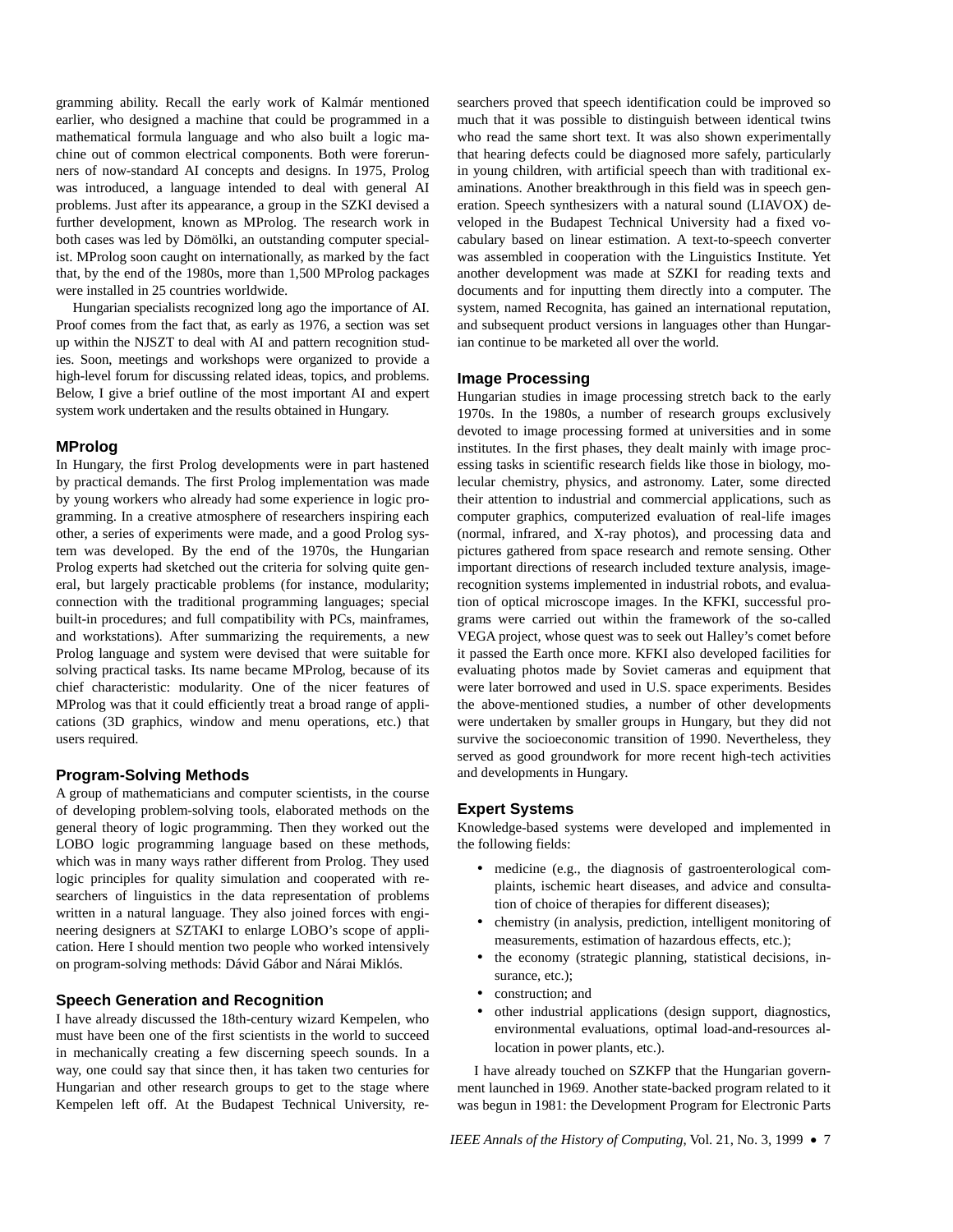gramming ability. Recall the early work of Kalmár mentioned earlier, who designed a machine that could be programmed in a mathematical formula language and who also built a logic machine out of common electrical components. Both were forerunners of now-standard AI concepts and designs. In 1975, Prolog was introduced, a language intended to deal with general AI problems. Just after its appearance, a group in the SZKI devised a further development, known as MProlog. The research work in both cases was led by Dömölki, an outstanding computer specialist. MProlog soon caught on internationally, as marked by the fact that, by the end of the 1980s, more than 1,500 MProlog packages were installed in 25 countries worldwide.

Hungarian specialists recognized long ago the importance of AI. Proof comes from the fact that, as early as 1976, a section was set up within the NJSZT to deal with AI and pattern recognition studies. Soon, meetings and workshops were organized to provide a high-level forum for discussing related ideas, topics, and problems. Below, I give a brief outline of the most important AI and expert system work undertaken and the results obtained in Hungary.

### MProlog

In Hungary, the first Prolog developments were in part hastened by practical demands. The first Prolog implementation was made by young workers who already had some experience in logic programming. In a creative atmosphere of researchers inspiring each other, a series of experiments were made, and a good Prolog system was developed. By the end of the 1970s, the Hungarian Prolog experts had sketched out the criteria for solving quite general, but largely practicable problems (for instance, modularity; connection with the traditional programming languages; special built-in procedures; and full compatibility with PCs, mainframes, and workstations). After summarizing the requirements, a new Prolog language and system were devised that were suitable for solving practical tasks. Its name became MProlog, because of its chief characteristic: modularity. One of the nicer features of MProlog was that it could efficiently treat a broad range of applications (3D graphics, window and menu operations, etc.) that users required.

### Program-Solving Methods

A group of mathematicians and computer scientists, in the course of developing problem-solving tools, elaborated methods on the general theory of logic programming. Then they worked out the LOBO logic programming language based on these methods, which was in many ways rather different from Prolog. They used logic principles for quality simulation and cooperated with researchers of linguistics in the data representation of problems written in a natural language. They also joined forces with engineering designers at SZTAKI to enlarge LOBO's scope of application. Here I should mention two people who worked intensively on program-solving methods: Dávid Gábor and Nárai Miklós.

### Speech Generation and Recognition

I have already discussed the 18th-century wizard Kempelen, who must have been one of the first scientists in the world to succeed in mechanically creating a few discerning speech sounds. In a way, one could say that since then, it has taken two centuries for Hungarian and other research groups to get to the stage where Kempelen left off. At the Budapest Technical University, researchers proved that speech identification could be improved so much that it was possible to distinguish between identical twins who read the same short text. It was also shown experimentally that hearing defects could be diagnosed more safely, particularly in young children, with artificial speech than with traditional examinations. Another breakthrough in this field was in speech generation. Speech synthesizers with a natural sound (LIAVOX) developed in the Budapest Technical University had a fixed vocabulary based on linear estimation. A text-to-speech converter was assembled in cooperation with the Linguistics Institute. Yet another development was made at SZKI for reading texts and documents and for inputting them directly into a computer. The system, named Recognita, has gained an international reputation, and subsequent product versions in languages other than Hungarian continue to be marketed all over the world.

### Image Processing

Hungarian studies in image processing stretch back to the early 1970s. In the 1980s, a number of research groups exclusively devoted to image processing formed at universities and in some institutes. In the first phases, they dealt mainly with image processing tasks in scientific research fields like those in biology, molecular chemistry, physics, and astronomy. Later, some directed their attention to industrial and commercial applications, such as computer graphics, computerized evaluation of real-life images (normal, infrared, and X-ray photos), and processing data and pictures gathered from space research and remote sensing. Other important directions of research included texture analysis, image-recognition systems implemented in industrial robots, and evaluation of optical microscope images. In the KFKI, successful programs were carried out within the framework of the so-called VEGA project, whose quest was to seek out Halley's comet before it passed the Earth once more. KFKI also developed facilities for evaluating photos made by Soviet cameras and equipment that were later borrowed and used in U.S. space experiments. Besides the above-mentioned studies, a number of other developments were undertaken by smaller groups in Hungary, but they did not survive the socioeconomic transition of 1990. Nevertheless, they served as good groundwork for more recent high-tech activities and developments in Hungary.

### Expert Systems

Knowledge-based systems were developed and implemented in the following fields:

- medicine (e.g., the diagnosis of gastroenterological complaints, ischemic heart diseases, and advice and consultation of choice of therapies for different diseases);
- chemistry (in analysis, prediction, intelligent monitoring of measurements, estimation of hazardous effects, etc.);
- the economy (strategic planning, statistical decisions, insurance, etc.);
- construction; and
- other industrial applications (design support, diagnostics, environmental evaluations, optimal load-and-resources allocation in power plants, etc.).

I have already touched on SZKFP that the Hungarian government launched in 1969. Another state-backed program related to it was begun in 1981: the Development Program for Electronic Parts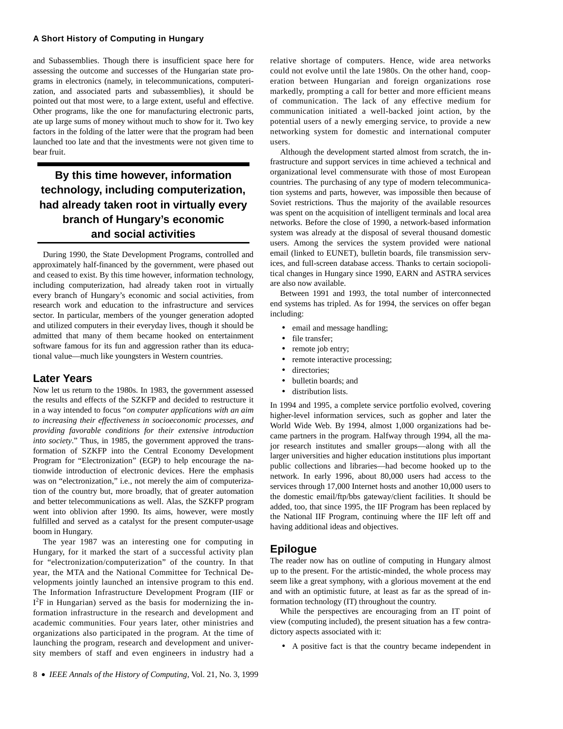and Subassemblies. Though there is insufficient space here for assessing the outcome and successes of the Hungarian state programs in electronics (namely, in telecommunications, computerization, and associated parts and subassemblies), it should be pointed out that most were, to a large extent, useful and effective. Other programs, like the one for manufacturing electronic parts, ate up large sums of money without much to show for it. Two key factors in the folding of the latter were that the program had been launched too late and that the investments were not given time to bear fruit.

**By this time however, information technology, including computerization, had already taken root in virtually every branch of Hungary's economic and social activities**

During 1990, the State Development Programs, controlled and approximately half-financed by the government, were phased out and ceased to exist. By this time however, information technology, including computerization, had already taken root in virtually every branch of Hungary's economic and social activities, from research work and education to the infrastructure and services sector. In particular, members of the younger generation adopted and utilized computers in their everyday lives, though it should be admitted that many of them became hooked on entertainment software famous for its fun and aggression rather than its educational value—much like youngsters in Western countries.

## Later Years

Now let us return to the 1980s. In 1983, the government assessed the results and effects of the SZKFP and decided to restructure it in a way intended to focus "*on computer applications with an aim to increasing their effectiveness in socioeconomic processes, and providing favorable conditions for their extensive introduction into society*." Thus, in 1985, the government approved the transformation of SZKFP into the Central Economy Development Program for "Electronization" (EGP) to help encourage the nationwide introduction of electronic devices. Here the emphasis was on "electronization," i.e., not merely the aim of computerization of the country but, more broadly, that of greater automation and better telecommunications as well. Alas, the SZKFP program went into oblivion after 1990. Its aims, however, were mostly fulfilled and served as a catalyst for the present computer-usage boom in Hungary.

The year 1987 was an interesting one for computing in Hungary, for it marked the start of a successful activity plan for "electronization/computerization" of the country. In that year, the MTA and the National Committee for Technical Developments jointly launched an intensive program to this end. The Information Infrastructure Development Program (IIF or $I^2F$ in Hungarian) served as the basis for modernizing the information infrastructure in the research and development and academic communities. Four years later, other ministries and organizations also participated in the program. At the time of launching the program, research and development and university members of staff and even engineers in industry had a relative shortage of computers. Hence, wide area networks could not evolve until the late 1980s. On the other hand, cooperation between Hungarian and foreign organizations rose markedly, prompting a call for better and more efficient means of communication. The lack of any effective medium for communication initiated a well-backed joint action, by the potential users of a newly emerging service, to provide a new networking system for domestic and international computer users.

Although the development started almost from scratch, the infrastructure and support services in time achieved a technical and organizational level commensurate with those of most European countries. The purchasing of any type of modern telecommunication systems and parts, however, was impossible then because of Soviet restrictions. Thus the majority of the available resources was spent on the acquisition of intelligent terminals and local area networks. Before the close of 1990, a network-based information system was already at the disposal of several thousand domestic users. Among the services the system provided were national email (linked to EUNET), bulletin boards, file transmission services, and full-screen database access. Thanks to certain sociopolitical changes in Hungary since 1990, EARN and ASTRA services are also now available.

Between 1991 and 1993, the total number of interconnected end systems has tripled. As for 1994, the services on offer began including:

- email and message handling;
- file transfer;
- remote job entry;
- remote interactive processing;
- directories;
- bulletin boards; and
- distribution lists.

In 1994 and 1995, a complete service portfolio evolved, covering higher-level information services, such as gopher and later the World Wide Web. By 1994, almost 1,000 organizations had became partners in the program. Halfway through 1994, all the major research institutes and smaller groups—along with all the larger universities and higher education institutions plus important public collections and libraries—had become hooked up to the network. In early 1996, about 80,000 users had access to the services through 17,000 Internet hosts and another 10,000 users to the domestic email/ftp/bbs gateway/client facilities. It should be added, too, that since 1995, the IIF Program has been replaced by the National IIF Program, continuing where the IIF left off and having additional ideas and objectives.

## Epilogue

The reader now has on outline of computing in Hungary almost up to the present. For the artistic-minded, the whole process may seem like a great symphony, with a glorious movement at the end and with an optimistic future, at least as far as the spread of information technology (IT) throughout the country.

While the perspectives are encouraging from an IT point of view (computing included), the present situation has a few contradictory aspects associated with it:

- A positive fact is that the country became independent in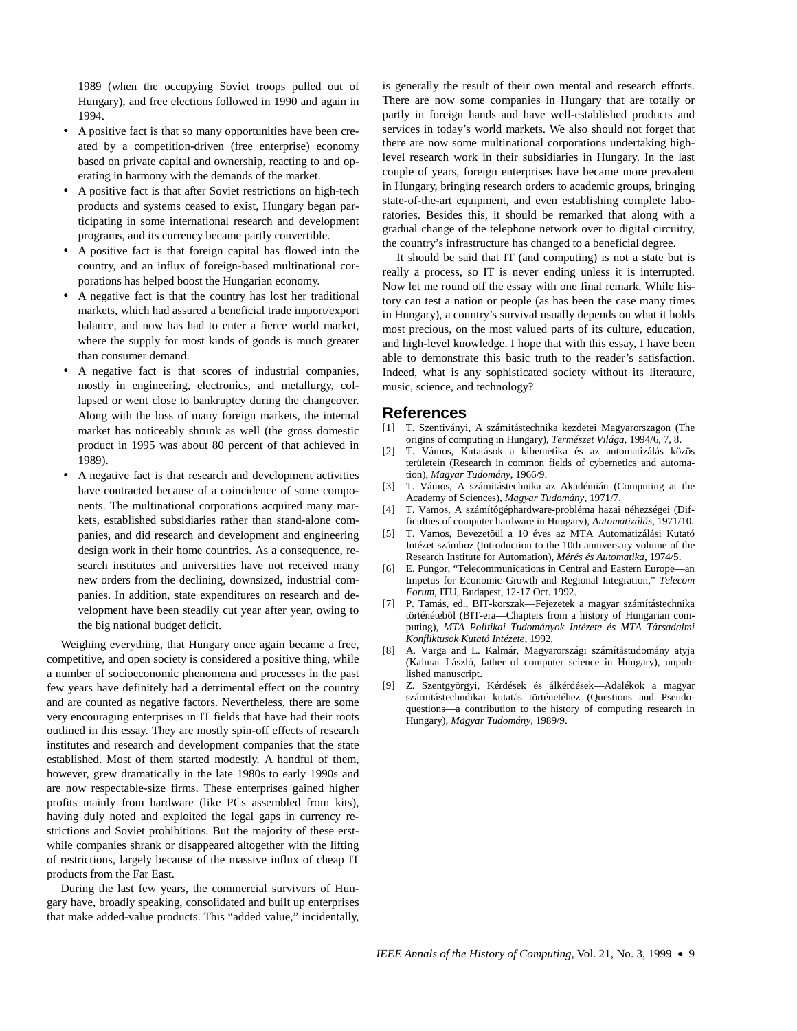1989 (when the occupying Soviet troops pulled out of Hungary), and free elections followed in 1990 and again in 1994.

- A positive fact is that so many opportunities have been created by a competition-driven (free enterprise) economy based on private capital and ownership, reacting to and operating in harmony with the demands of the market.
- A positive fact is that after Soviet restrictions on high-tech products and systems ceased to exist, Hungary began participating in some international research and development programs, and its currency became partly convertible.
- A positive fact is that foreign capital has flowed into the country, and an influx of foreign-based multinational corporations has helped boost the Hungarian economy.
- A negative fact is that the country has lost her traditional markets, which had assured a beneficial trade import/export balance, and now has had to enter a fierce world market, where the supply for most kinds of goods is much greater than consumer demand.
- A negative fact is that scores of industrial companies, mostly in engineering, electronics, and metallurgy, collapsed or went close to bankruptcy during the changeover. Along with the loss of many foreign markets, the internal market has noticeably shrunk as well (the gross domestic product in 1995 was about 80 percent of that achieved in 1989).
- A negative fact is that research and development activities have contracted because of a coincidence of some components. The multinational corporations acquired many markets, established subsidiaries rather than stand-alone companies, and did research and development and engineering design work in their home countries. As a consequence, research institutes and universities have not received many new orders from the declining, downsized, industrial companies. In addition, state expenditures on research and development have been steadily cut year after year, owing to the big national budget deficit.

Weighing everything, that Hungary once again became a free, competitive, and open society is considered a positive thing, while a number of socioeconomic phenomena and processes in the past few years have definitely had a detrimental effect on the country and are counted as negative factors. Nevertheless, there are some very encouraging enterprises in IT fields that have had their roots outlined in this essay. They are mostly spin-off effects of research institutes and research and development companies that the state established. Most of them started modestly. A handful of them, however, grew dramatically in the late 1980s to early 1990s and are now respectable-size firms. These enterprises gained higher profits mainly from hardware (like PCs assembled from kits), having duly noted and exploited the legal gaps in currency restrictions and Soviet prohibitions. But the majority of these erstwhile companies shrank or disappeared altogether with the lifting of restrictions, largely because of the massive influx of cheap IT products from the Far East.

During the last few years, the commercial survivors of Hungary have, broadly speaking, consolidated and built up enterprises that make added-value products. This "added value," incidentally, is generally the result of their own mental and research efforts. There are now some companies in Hungary that are totally or partly in foreign hands and have well-established products and services in today's world markets. We also should not forget that there are now some multinational corporations undertaking high-level research work in their subsidiaries in Hungary. In the last couple of years, foreign enterprises have became more prevalent in Hungary, bringing research orders to academic groups, bringing state-of-the-art equipment, and even establishing complete laboratories. Besides this, it should be remarked that along with a gradual change of the telephone network over to digital circuitry, the country's infrastructure has changed to a beneficial degree.

It should be said that IT (and computing) is not a state but is really a process, so IT is never ending unless it is interrupted. Now let me round off the essay with one final remark. While history can test a nation or people (as has been the case many times in Hungary), a country's survival usually depends on what it holds most precious, on the most valued parts of its culture, education, and high-level knowledge. I hope that with this essay, I have been able to demonstrate this basic truth to the reader's satisfaction. Indeed, what is any sophisticated society without its literature, music, science, and technology?

## References

[1] T. Szentiványi, A számítástechnika kezdetei Magyarországon (The origins of computing in Hungary), *Természet Világa*, 1994/6, 7, 8.

[2] T. Vámos, Kutatások a kibemetika és az automatizálás közös területein (Research in common fields of cybernetics and automation), *Magyar Tudomány*, 1966/9.

[3] T. Vámos, A számitástechnika az Akadémián (Computing at the Academy of Sciences), *Magyar Tudomány*, 1971/7.

[4] T. Vamos, A számítógéphardware-probléma hazai néhezségei (Difficulties of computer hardware in Hungary), *Automatizálás*, 1971/10.

[5] T. Vamos, Bevezetõül a 10 éves az MTA Automatizálási Kutató Intézet számhoz (Introduction to the 10th anniversary volume of the Research Institute for Automation), *Mérés és Automatika*, 1974/5.

[6] E. Pungor, "Telecommunications in Central and Eastern Europe—an Impetus for Economic Growth and Regional Integration," *Telecom Forum*, ITU, Budapest, 12-17 Oct. 1992.

[7] P. Tamás, ed., BIT-korszak—Fejezetek a magyar számítástechnika történétebõl (BIT-era—Chapters from a history of Hungarian computing), *MTA Politikai Tudományok Intézete és MTA Társadalmi Konfliktusok Kutató Intézete*, 1992.

[8] A. Varga and L. Kalmár, Magyarországi számítástudomány atyja (Kalmar László, father of computer science in Hungary), unpublished manuscript.

[9] Z. Szentgyörgyi, Kérdések és álkérdések—Adalékok a magyar szárnitástechndikai kutatás történetéhez (Questions and Pseudo-questions—a contribution to the history of computing research in Hungary), *Magyar Tudomány*, 1989/9.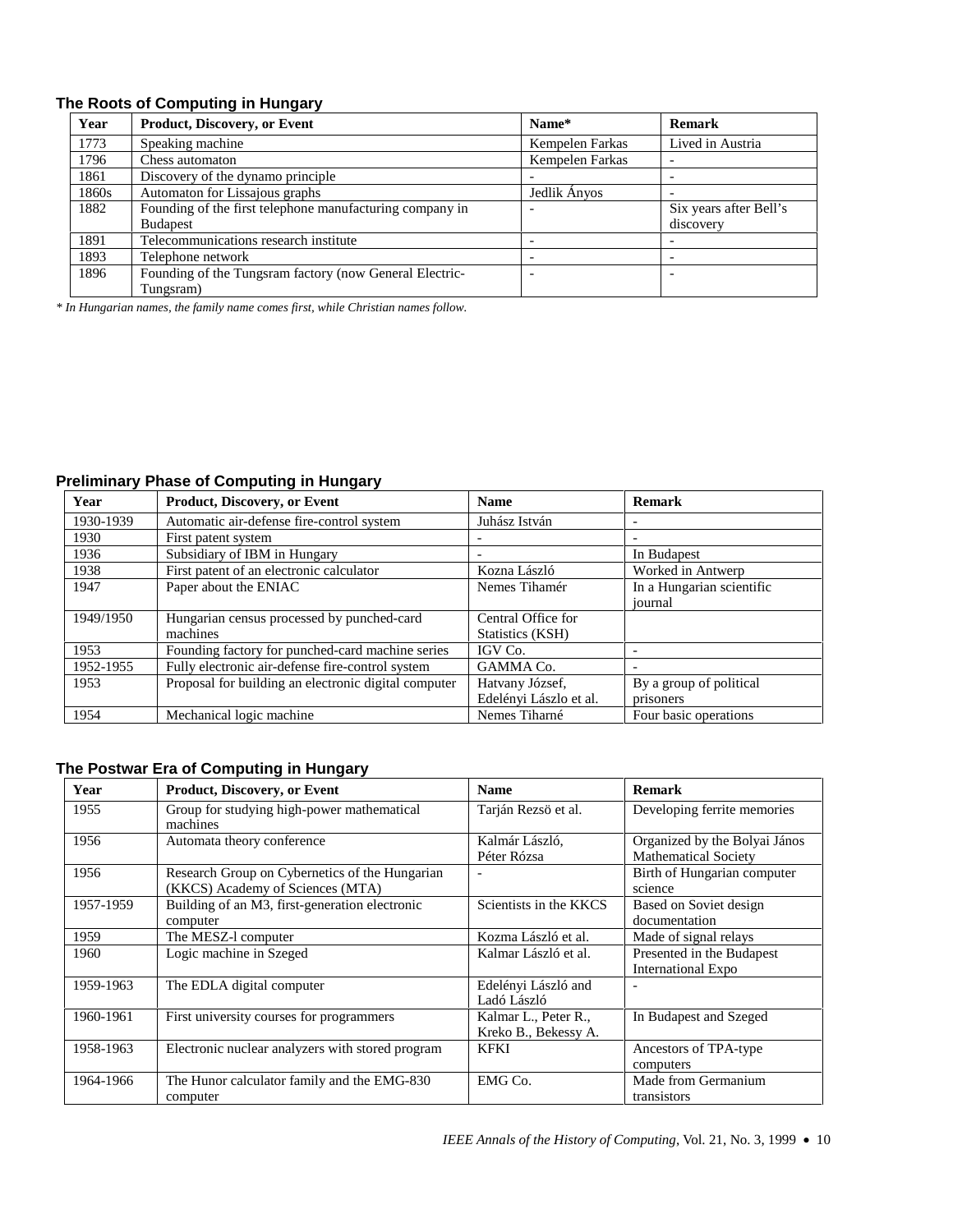### The Roots of Computing in Hungary

| Year | Product, Discovery, or Event | Name* | Remark |
|---|---|---|---|
| 1773 | Speaking machine | Kempelen Farkas | Lived in Austria |
| 1796 | Chess automaton | Kempelen Farkas | - |
| 1861 | Discovery of the dynamo principle | - | - |
| 1860s | Automaton for Lissajous graphs | Jedlik Ányos | - |
| 1882 | Founding of the first telephone manufacturing company in Budapest | - | Six years after Bell's discovery |
| 1891 | Telecommunications research institute | - | - |
| 1893 | Telephone network | - | - |
| 1896 | Founding of the Tungsram factory (now General Electric-Tungsram) | - | - |

*\* In Hungarian names, the family name comes first, while Christian names follow.*

### Preliminary Phase of Computing in Hungary

| Year | Product, Discovery, or Event | Name | Remark |
|---|---|---|---|
| 1930-1939 | Automatic air-defense fire-control system | Juhász István | - |
| 1930 | First patent system | - | - |
| 1936 | Subsidiary of IBM in Hungary | - | In Budapest |
| 1938 | First patent of an electronic calculator | Kozna László | Worked in Antwerp |
| 1947 | Paper about the ENIAC | Nemes Tihamér | In a Hungarian scientific journal |
| 1949/1950 | Hungarian census processed by punched-card machines | Central Office for Statistics (KSH) | |
| 1953 | Founding factory for punched-card machine series | IGV Co. | - |
| 1952-1955 | Fully electronic air-defense fire-control system | GAMMA Co. | - |
| 1953 | Proposal for building an electronic digital computer | Hatvany József, Edelényi Lászlo et al. | By a group of political prisoners |
| 1954 | Mechanical logic machine | Nemes Tiharné | Four basic operations |

### The Postwar Era of Computing in Hungary

| Year | Product, Discovery, or Event | Name | Remark |
|---|---|---|---|
| 1955 | Group for studying high-power mathematical machines | Tarján Rezsö et al. | Developing ferrite memories |
| 1956 | Automata theory conference | Kalmár László, Péter Rózsa | Organized by the Bolyai János Mathematical Society |
| 1956 | Research Group on Cybernetics of the Hungarian (KKCS) Academy of Sciences (MTA) | - | Birth of Hungarian computer science |
| 1957-1959 | Building of an M3, first-generation electronic computer | Scientists in the KKCS | Based on Soviet design documentation |
| 1959 | The MESZ-l computer | Kozma László et al. | Made of signal relays |
| 1960 | Logic machine in Szeged | Kalmar László et al. | Presented in the Budapest International Expo |
| 1959-1963 | The EDLA digital computer | Edelényi László and Ladó László | - |
| 1960-1961 | First university courses for programmers | Kalmar L., Peter R., Kreko B., Bekessy A. | In Budapest and Szeged |
| 1958-1963 | Electronic nuclear analyzers with stored program | KFKI | Ancestors of TPA-type computers |
| 1964-1966 | The Hunor calculator family and the EMG-830 computer | EMG Co. | Made from Germanium transistors |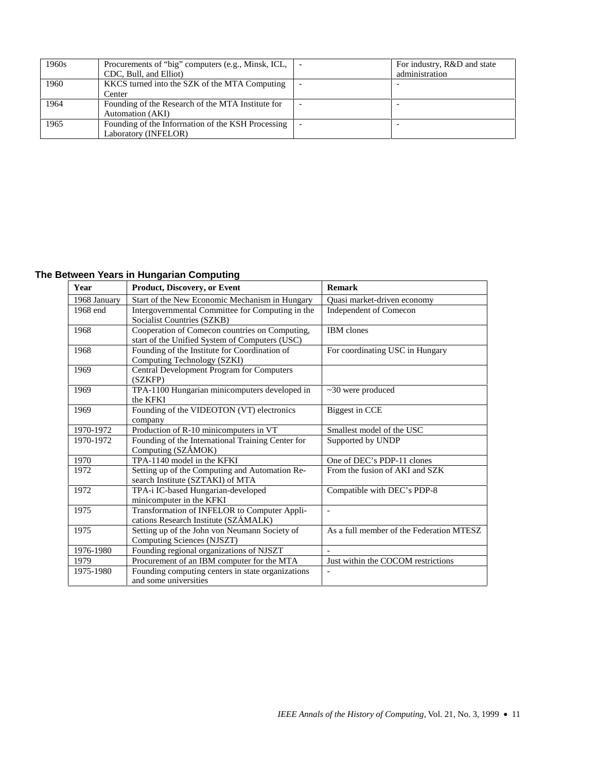| | | | |
|---|---|---|---|
| 1960s | Procurements of "big" computers (e.g., Minsk, ICL, CDC, Bull, and Elliot) | - | For industry, R&D and state administration |
| 1960 | KKCS turned into the SZK of the MTA Computing Center | - | - |
| 1964 | Founding of the Research of the MTA Institute for Automation (AKI) | - | - |
| 1965 | Founding of the Infornation of the KSH Processing Laboratory (INFELOR) | - | - |

### The Between Years in Hungarian Computing

| Year | Product, Discovery, or Event | Remark |
|---|---|---|
| 1968 January | Start of the New Economic Mechanism in Hungary | Quasi market-driven economy |
| 1968 end | Intergovernmental Committee for Computing in the Socialist Countries (SZKB) | Independent of Comecon |
| 1968 | Cooperation of Comecon countries on Computing, start of the Unified System of Computers (USC) | IBM clones |
| 1968 | Founding of the Institute for Coordination of Computing Technology (SZKI) | For coordinating USC in Hungary |
| 1969 | Central Development Program for Computers (SZKFP) | |
| 1969 | TPA-1100 Hungarian minicomputers developed in the KFKI | ~30 were produced |
| 1969 | Founding of the VIDEOTON (VT) electronics company | Biggest in CCE |
| 1970-1972 | Production of R-10 minicomputers in VT | Smallest model of the USC |
| 1970-1972 | Founding of the International Training Center for Computing (SZÁMOK) | Supported by UNDP |
| 1970 | TPA-1140 model in the KFKI | One of DEC's PDP-11 clones |
| 1972 | Setting up of the Computing and Automation Research Institute (SZTAKI) of MTA | From the fusion of AKI and SZK |
| 1972 | TPA-i IC-based Hungarian-developed minicomputer in the KFKI | Compatible with DEC's PDP-8 |
| 1975 | Transformation of INFELOR to Computer Applications Research Institute (SZÁMALK) | - |
| 1975 | Setting up of the John von Neumann Society of Computing Sciences (NJSZT) | As a full member of the Federation MTESZ |
| 1976-1980 | Founding regional organizations of NJSZT | - |
| 1979 | Procurement of an IBM computer for the MTA | Just within the COCOM restrictions |
| 1975-1980 | Founding computing centers in state organizations and some universities | - |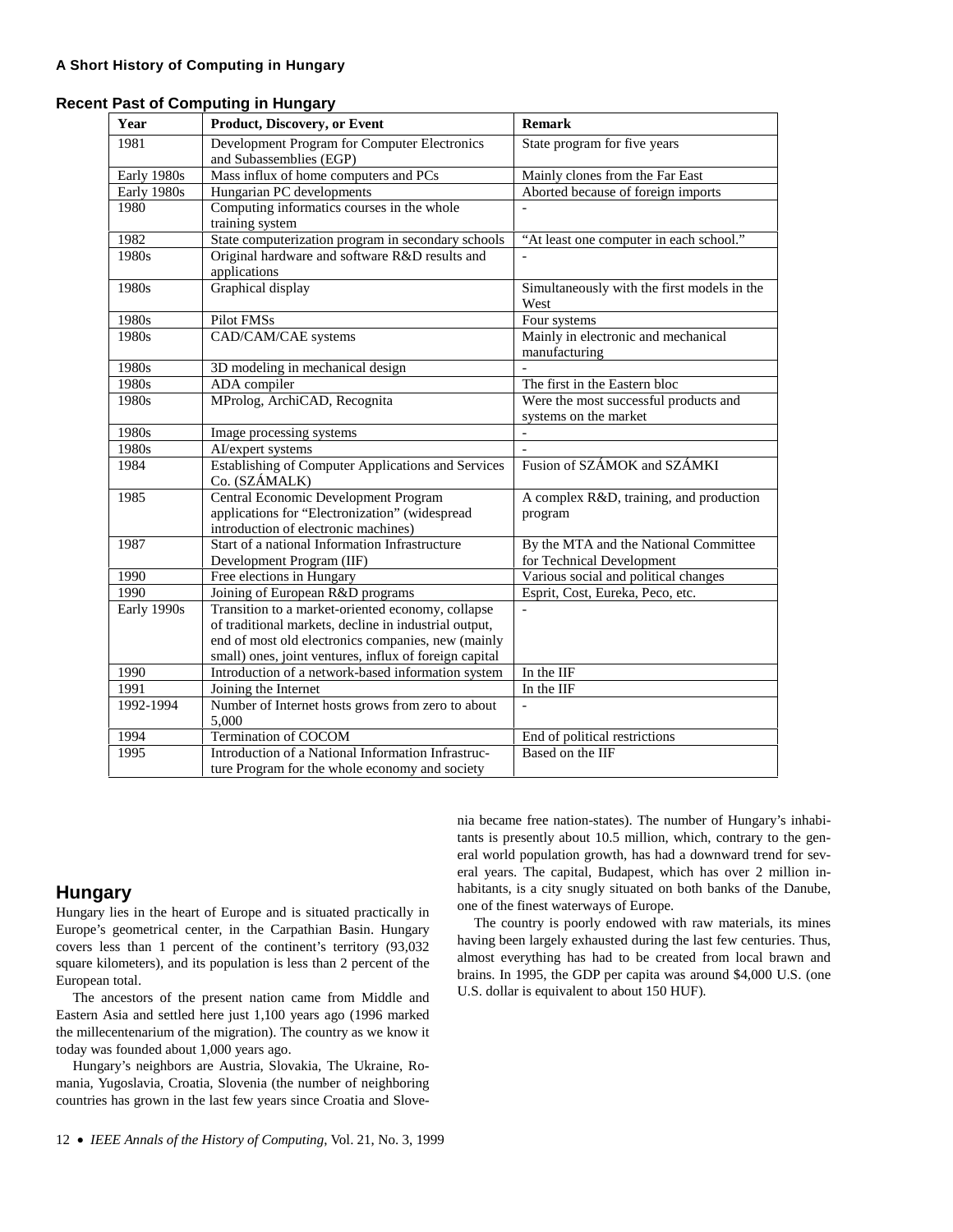## Recent Past of Computing in Hungary

| Year | Product, Discovery, or Event | Remark |
|---|---|---|
| 1981 | Development Program for Computer Electronics and Subassemblies (EGP) | State program for five years |
| Early 1980s | Mass influx of home computers and PCs | Mainly clones from the Far East |
| Early 1980s | Hungarian PC developments | Aborted because of foreign imports |
| 1980 | Computing informatics courses in the whole training system | - |
| 1982 | State computerization program in secondary schools | "At least one computer in each school." |
| 1980s | Original hardware and software R&D results and applications | - |
| 1980s | Graphical display | Simultaneously with the first models in the West |
| 1980s | Pilot FMSs | Four systems |
| 1980s | CAD/CAM/CAE systems | Mainly in electronic and mechanical manufacturing |
| 1980s | 3D modeling in mechanical design | - |
| 1980s | ADA compiler | The first in the Eastern bloc |
| 1980s | MProlog, ArchiCAD, Recognita | Were the most successful products and systems on the market |
| 1980s | Image processing systems | - |
| 1980s | AI/expert systems | - |
| 1984 | Establishing of Computer Applications and Services Co. (SZÁMALK) | Fusion of SZÁMOK and SZÁMKI |
| 1985 | Central Economic Development Program applications for "Electronization" (widespread introduction of electronic machines) | A complex R&D, training, and production program |
| 1987 | Start of a national Information Infrastructure Development Program (IIF) | By the MTA and the National Committee for Technical Development |
| 1990 | Free elections in Hungary | Various social and political changes |
| 1990 | Joining of European R&D programs | Esprit, Cost, Eureka, Peco, etc. |
| Early 1990s | Transition to a market-oriented economy, collapse of traditional markets, decline in industrial output, end of most old electronics companies, new (mainly small) ones, joint ventures, influx of foreign capital | - |
| 1990 | Introduction of a network-based information system | In the IIF |
| 1991 | Joining the Internet | In the IIF |
| 1992-1994 | Number of Internet hosts grows from zero to about 5,000 | - |
| 1994 | Termination of COCOM | End of political restrictions |
| 1995 | Introduction of a National Information Infrastructure Program for the whole economy and society | Based on the IIF |

## Hungary

Hungary lies in the heart of Europe and is situated practically in Europe's geometrical center, in the Carpathian Basin. Hungary covers less than 1 percent of the continent's territory (93,032 square kilometers), and its population is less than 2 percent of the European total.

The ancestors of the present nation came from Middle and Eastern Asia and settled here just 1,100 years ago (1996 marked the millecentenarium of the migration). The country as we know it today was founded about 1,000 years ago.

Hungary's neighbors are Austria, Slovakia, The Ukraine, Romania, Yugoslavia, Croatia, Slovenia (the number of neighboring countries has grown in the last few years since Croatia and Slovenia became free nation-states). The number of Hungary's inhabitants is presently about 10.5 million, which, contrary to the general world population growth, has had a downward trend for several years. The capital, Budapest, which has over 2 million inhabitants, is a city snugly situated on both banks of the Danube, one of the finest waterways of Europe.

The country is poorly endowed with raw materials, its mines having been largely exhausted during the last few centuries. Thus, almost everything has had to be created from local brawn and brains. In 1995, the GDP per capita was around $4,000 U.S. (one U.S. dollar is equivalent to about 150 HUF).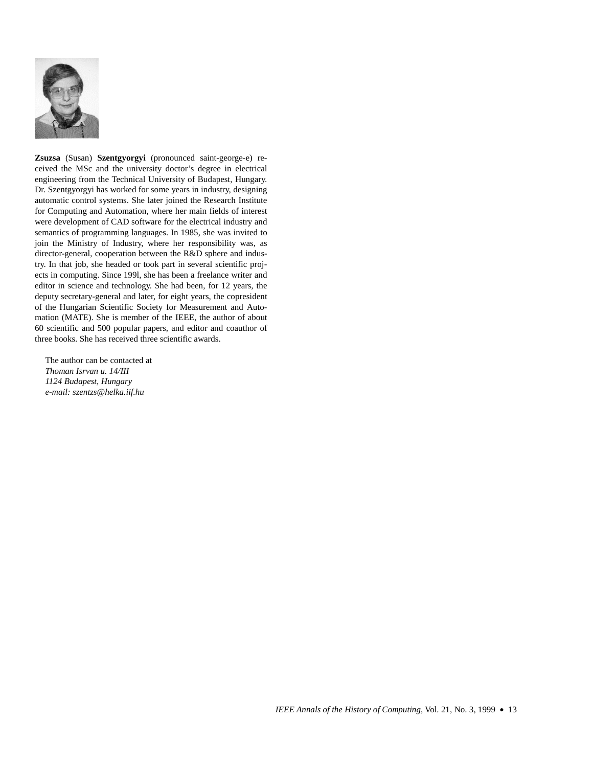**Zsuzsa** (Susan) **Szentgyorgyi** (pronounced saint-george-e) received the MSc and the university doctor's degree in electrical engineering from the Technical University of Budapest, Hungary. Dr. Szentgyorgyi has worked for some years in industry, designing automatic control systems. She later joined the Research Institute for Computing and Automation, where her main fields of interest were development of CAD software for the electrical industry and semantics of programming languages. In 1985, she was invited to join the Ministry of Industry, where her responsibility was, as director-general, cooperation between the R&D sphere and industry. In that job, she headed or took part in several scientific projects in computing. Since 199l, she has been a freelance writer and editor in science and technology. She had been, for 12 years, the deputy secretary-general and later, for eight years, the copresident of the Hungarian Scientific Society for Measurement and Automation (MATE). She is member of the IEEE, the author of about 60 scientific and 500 popular papers, and editor and coauthor of three books. She has received three scientific awards.

The author can be contacted at
*Thoman Isrvan u. 14/III*
*1124 Budapest, Hungary*
*e-mail: szentzs@helka.iif.hu*